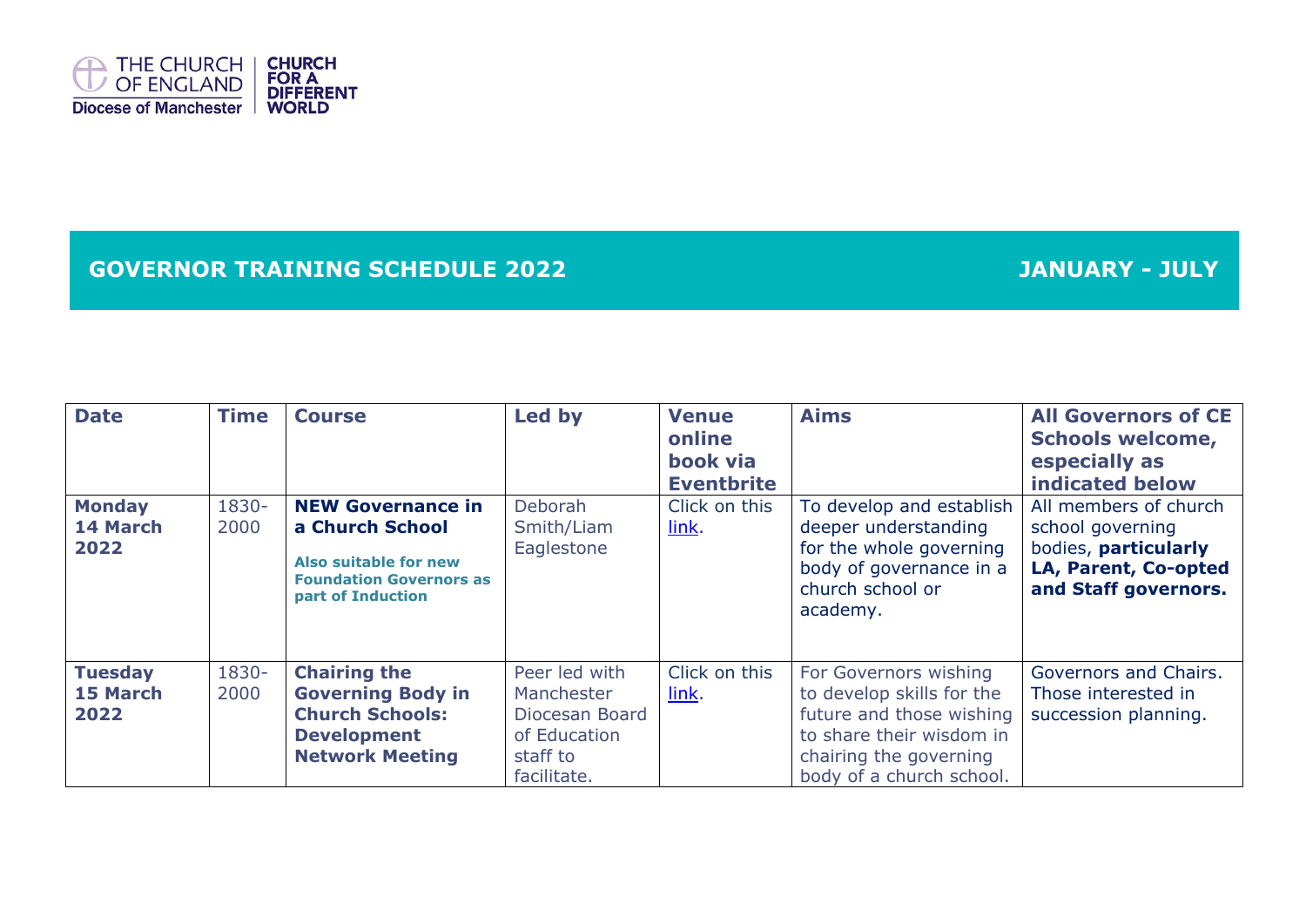THE CHURCH OF ENGLAND
Diocese of Manchester

CHURCH FOR A DIFFERENT WORLD

## GOVERNOR TRAINING SCHEDULE 2022 JANUARY - JULY

| Date | Time | Course | Led by | Venue online book via Eventbrite | Aims | All Governors of CE Schools welcome, especially as indicated below |
|---|---|---|---|---|---|---|
| **Monday 14 March 2022** | 1830-2000 | **NEW Governance in a Church School**<br><br>**Also suitable for new Foundation Governors as part of Induction** | Deborah Smith/Liam Eaglestone | Click on this link. | To develop and establish deeper understanding for the whole governing body of governance in a church school or academy. | All members of church school governing bodies, **particularly LA, Parent, Co-opted and Staff governors.** |
| **Tuesday 15 March 2022** | 1830-2000 | **Chairing the Governing Body in Church Schools: Development Network Meeting** | Peer led with Manchester Diocesan Board of Education staff to facilitate. | Click on this link. | For Governors wishing to develop skills for the future and those wishing to share their wisdom in chairing the governing body of a church school. | Governors and Chairs. Those interested in succession planning. |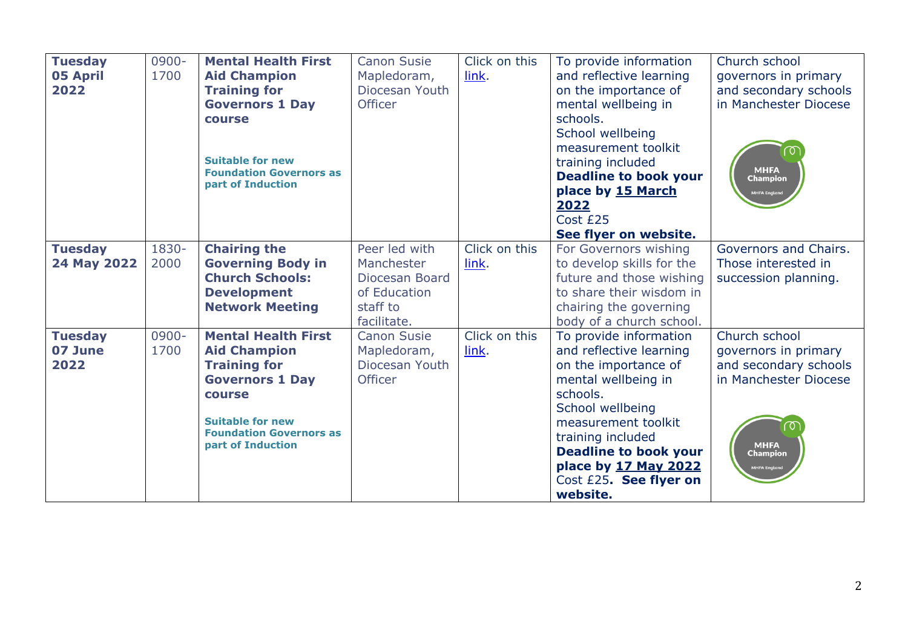| | | | | | | |
|---|---|---|---|---|---|---|
| **Tuesday 05 April 2022** | 0900-1700 | **Mental Health First Aid Champion Training for Governors 1 Day course**<br><br>**Suitable for new Foundation Governors as part of Induction** | Canon Susie Mapledoram, Diocesan Youth Officer | Click on this link. | To provide information and reflective learning on the importance of mental wellbeing in schools.<br>School wellbeing measurement toolkit training included<br>**Deadline to book your place by 15 March 2022**<br>Cost £25<br>**See flyer on website.** | Church school governors in primary and secondary schools in Manchester Diocese<br><br>MHFA Champion MHFA England |
| **Tuesday 24 May 2022** | 1830-2000 | **Chairing the Governing Body in Church Schools: Development Network Meeting** | Peer led with Manchester Diocesan Board of Education staff to facilitate. | Click on this link. | For Governors wishing to develop skills for the future and those wishing to share their wisdom in chairing the governing body of a church school. | Governors and Chairs. Those interested in succession planning. |
| **Tuesday 07 June 2022** | 0900-1700 | **Mental Health First Aid Champion Training for Governors 1 Day course**<br><br>**Suitable for new Foundation Governors as part of Induction** | Canon Susie Mapledoram, Diocesan Youth Officer | Click on this link. | To provide information and reflective learning on the importance of mental wellbeing in schools.<br>School wellbeing measurement toolkit training included<br>**Deadline to book your place by 17 May 2022**<br>Cost £25. **See flyer on website.** | Church school governors in primary and secondary schools in Manchester Diocese<br><br>MHFA Champion MHFA England |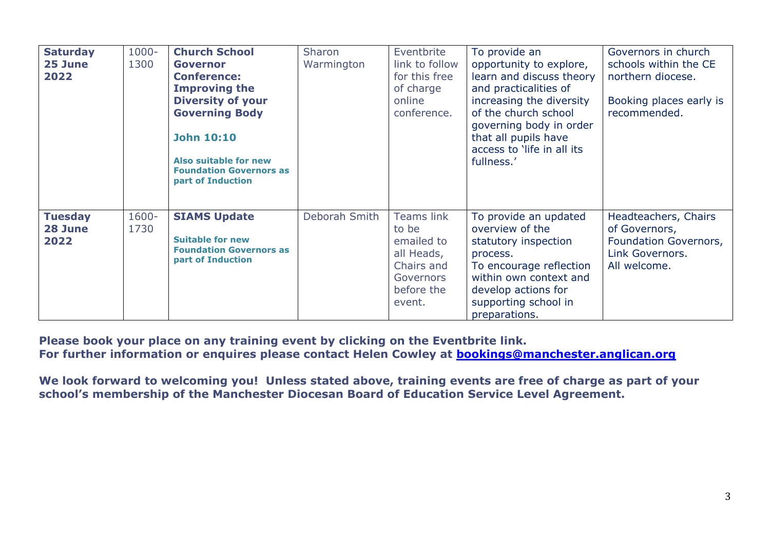| | | | | | | |
|---|---|---|---|---|---|---|
| **Saturday 25 June 2022** | 1000-1300 | **Church School Governor Conference: Improving the Diversity of your Governing Body**<br><br>**John 10:10**<br><br>**Also suitable for new Foundation Governors as part of Induction** | Sharon Warmington | Eventbrite link to follow for this free of charge online conference. | To provide an opportunity to explore, learn and discuss theory and practicalities of increasing the diversity of the church school governing body in order that all pupils have access to 'life in all its fullness.' | Governors in church schools within the CE northern diocese.<br><br>Booking places early is recommended. |
| **Tuesday 28 June 2022** | 1600-1730 | **SIAMS Update**<br><br>**Suitable for new Foundation Governors as part of Induction** | Deborah Smith | Teams link to be emailed to all Heads, Chairs and Governors before the event. | To provide an updated overview of the statutory inspection process.<br>To encourage reflection within own context and develop actions for supporting school in preparations. | Headteachers, Chairs of Governors, Foundation Governors, Link Governors.<br>All welcome. |

**Please book your place on any training event by clicking on the Eventbrite link.**
**For further information or enquires please contact Helen Cowley at bookings@manchester.anglican.org**

**We look forward to welcoming you! Unless stated above, training events are free of charge as part of your school's membership of the Manchester Diocesan Board of Education Service Level Agreement.**